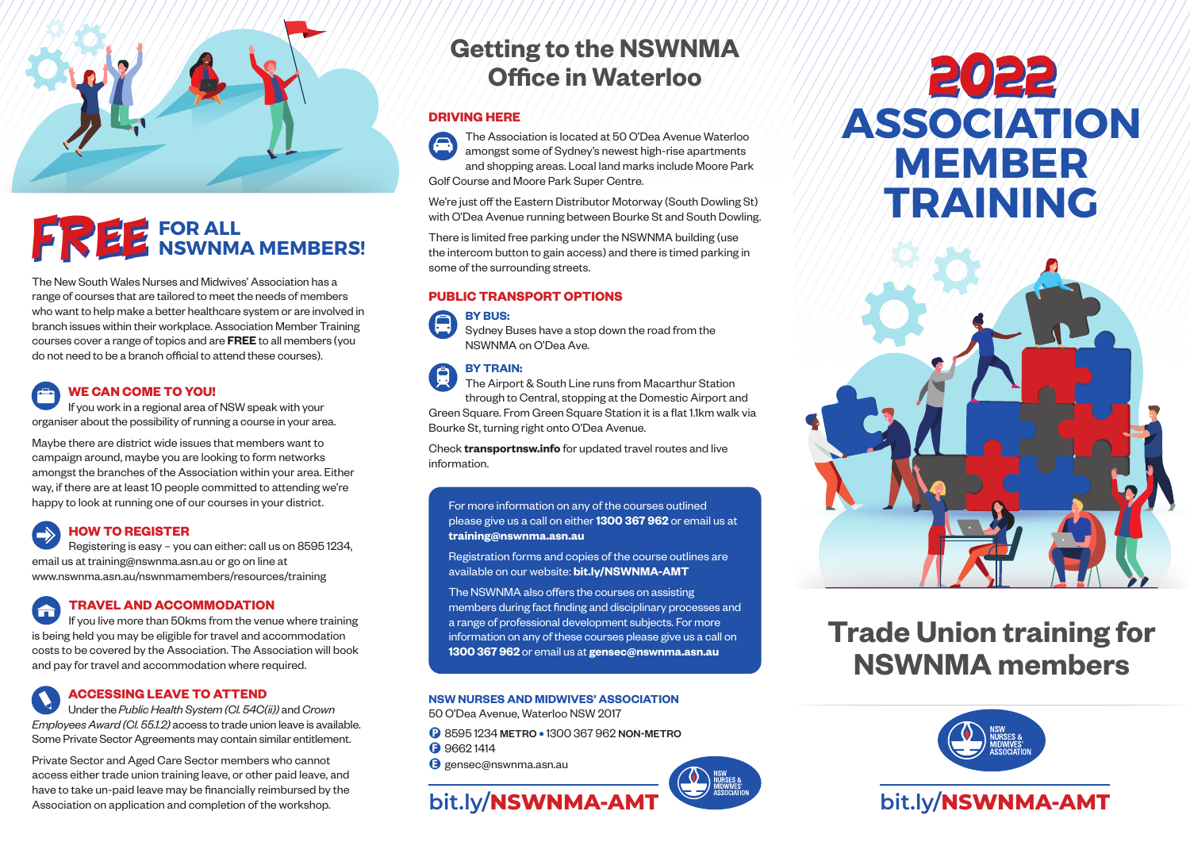# FREE FOR ALL NSWNMA MEMBERS!

The New South Wales Nurses and Midwives' Association has a range of courses that are tailored to meet the needs of members who want to help make a better healthcare system or are involved in branch issues within their workplace. Association Member Training courses cover a range of topics and are **FREE** to all members (you do not need to be a branch official to attend these courses).

### WE CAN COME TO YOU!

If you work in a regional area of NSW speak with your organiser about the possibility of running a course in your area.

Maybe there are district wide issues that members want to campaign around, maybe you are looking to form networks amongst the branches of the Association within your area. Either way, if there are at least 10 people committed to attending we're happy to look at running one of our courses in your district.

### HOW TO REGISTER

Registering is easy – you can either: call us on 8595 1234, email us at training@nswnma.asn.au or go on line at www.nswnma.asn.au/nswnmamembers/resources/training

### TRAVEL AND ACCOMMODATION

If you live more than 50kms from the venue where training is being held you may be eligible for travel and accommodation costs to be covered by the Association. The Association will book and pay for travel and accommodation where required.

### ACCESSING LEAVE TO ATTEND

Under the *Public Health System (Cl. 54C(ii))* and *Crown Employees Award (Cl. 55.1.2)* access to trade union leave is available. Some Private Sector Agreements may contain similar entitlement.

Private Sector and Aged Care Sector members who cannot access either trade union training leave, or other paid leave, and have to take un-paid leave may be financially reimbursed by the Association on application and completion of the workshop.

## Getting to the NSWNMA Office in Waterloo

### DRIVING HERE

The Association is located at 50 O'Dea Avenue Waterloo amongst some of Sydney's newest high-rise apartments and shopping areas. Local land marks include Moore Park Golf Course and Moore Park Super Centre.

We're just off the Eastern Distributor Motorway (South Dowling St) with O'Dea Avenue running between Bourke St and South Dowling.

There is limited free parking under the NSWNMA building (use the intercom button to gain access) and there is timed parking in some of the surrounding streets.

### PUBLIC TRANSPORT OPTIONS

**BY BUS:**
Sydney Buses have a stop down the road from the NSWNMA on O'Dea Ave.

**BY TRAIN:**
The Airport & South Line runs from Macarthur Station through to Central, stopping at the Domestic Airport and Green Square. From Green Square Station it is a flat 1.1km walk via Bourke St, turning right onto O'Dea Avenue.

Check **transportnsw.info** for updated travel routes and live information.

For more information on any of the courses outlined please give us a call on either **1300 367 962** or email us at **training@nswnma.asn.au**

Registration forms and copies of the course outlines are available on our website: **bit.ly/NSWNMA-AMT**

The NSWNMA also offers the courses on assisting members during fact finding and disciplinary processes and a range of professional development subjects. For more information on any of these courses please give us a call on **1300 367 962** or email us at **gensec@nswnma.asn.au**

**NSW NURSES AND MIDWIVES' ASSOCIATION**
50 O'Dea Avenue, Waterloo NSW 2017
P 8595 1234 METRO • 1300 367 962 NON-METRO
F 9662 1414
E gensec@nswnma.asn.au

bit.ly/NSWNMA-AMT

# 2022 ASSOCIATION MEMBER TRAINING

## Trade Union training for NSWNMA members

bit.ly/NSWNMA-AMT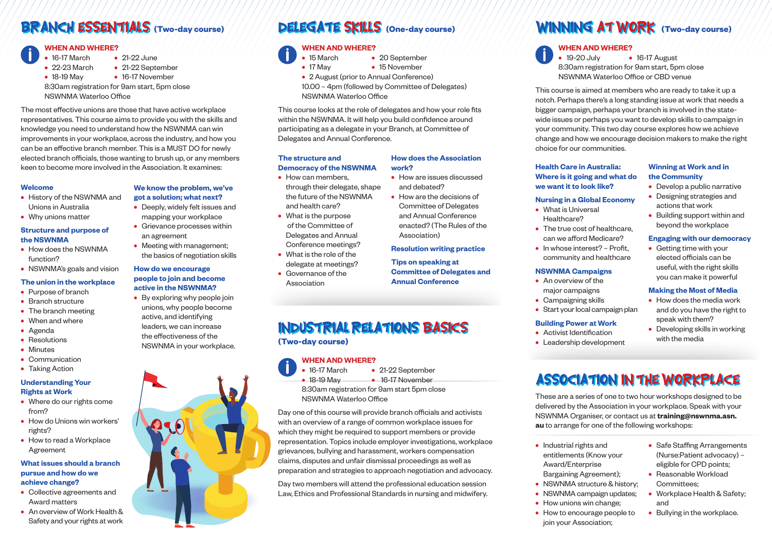## BRANCH ESSENTIALS (Two-day course)

**WHEN AND WHERE?**

- 16-17 March
- 22-23 March
- 18-19 May
- 21-22 June
- 21-22 September
- 16-17 November

8:30am registration for 9am start, 5pm close
NSWNMA Waterloo Office

The most effective unions are those that have active workplace representatives. This course aims to provide you with the skills and knowledge you need to understand how the NSWNMA can win improvements in your workplace, across the industry, and how you can be an effective branch member. This is a MUST DO for newly elected branch officials, those wanting to brush up, or any members keen to become more involved in the Association. It examines:

### Welcome

- History of the NSWNMA and Unions in Australia
- Why unions matter

### Structure and purpose of the NSWNMA

- How does the NSWNMA function?
- NSWNMA's goals and vision

### The union in the workplace

- Purpose of branch
- Branch structure
- The branch meeting
- When and where
- Agenda
- Resolutions
- Minutes
- Communication
- Taking Action

### Understanding Your Rights at Work

- Where do our rights come from?
- How do Unions win workers' rights?
- How to read a Workplace Agreement

### What issues should a branch pursue and how do we achieve change?

- Collective agreements and Award matters
- An overview of Work Health & Safety and your rights at work

### We know the problem, we've got a solution; what next?

- Deeply, widely felt issues and mapping your workplace
- Grievance processes within an agreement
- Meeting with management; the basics of negotiation skills

### How do we encourage people to join and become active in the NSWNMA?

- By exploring why people join unions, why people become active, and identifying leaders, we can increase the effectiveness of the NSWNMA in your workplace.

## DELEGATE SKILLS (One-day course)

**WHEN AND WHERE?**

- 15 March
- 17 May
- 2 August (prior to Annual Conference)
- 20 September
- 15 November

10.00 – 4pm (followed by Committee of Delegates)
NSWNMA Waterloo Office

This course looks at the role of delegates and how your role fits within the NSWNMA. It will help you build confidence around participating as a delegate in your Branch, at Committee of Delegates and Annual Conference.

### The structure and Democracy of the NSWNMA

- How can members, through their delegate, shape the future of the NSWNMA and health care?
- What is the purpose of the Committee of Delegates and Annual Conference meetings?
- What is the role of the delegate at meetings?
- Governance of the Association

### How does the Association work?

- How are issues discussed and debated?
- How are the decisions of Committee of Delegates and Annual Conference enacted? (The Rules of the Association)

### Resolution writing practice

### Tips on speaking at Committee of Delegates and Annual Conference

## INDUSTRIAL RELATIONS BASICS (Two-day course)

**WHEN AND WHERE?**

- 16-17 March
- ~~18-19 May~~
- 21-22 September
- ~~16-17 November~~

8:30am registration for 9am start 5pm close
NSWNMA Waterloo Office

Day one of this course will provide branch officials and activists with an overview of a range of common workplace issues for which they might be required to support members or provide representation. Topics include employer investigations, workplace grievances, bullying and harassment, workers compensation claims, disputes and unfair dismissal proceedings as well as preparation and strategies to approach negotiation and advocacy.

Day two members will attend the professional education session Law, Ethics and Professional Standards in nursing and midwifery.

## WINNING AT WORK (Two-day course)

**WHEN AND WHERE?**

- 19-20 July
- 16-17 August

8:30am registration for 9am start, 5pm close
NSWNMA Waterloo Office or CBD venue

This course is aimed at members who are ready to take it up a notch. Perhaps there's a long standing issue at work that needs a bigger campaign, perhaps your branch is involved in the state-wide issues or perhaps you want to develop skills to campaign in your community. This two day course explores how we achieve change and how we encourage decision makers to make the right choice for our communities.

### Health Care in Australia: Where is it going and what do we want it to look like?

### Nursing in a Global Economy

- What is Universal Healthcare?
- The true cost of healthcare, can we afford Medicare?
- In whose interest? – Profit, community and healthcare

### NSWNMA Campaigns

- An overview of the major campaigns
- Campaigning skills
- Start your local campaign plan

### Building Power at Work

- Activist Identification
- Leadership development

### Winning at Work and in the Community

- Develop a public narrative
- Designing strategies and actions that work
- Building support within and beyond the workplace

### Engaging with our democracy

- Getting time with your elected officials can be useful, with the right skills you can make it powerful

### Making the Most of Media

- How does the media work and do you have the right to speak with them?
- Developing skills in working with the media

## ASSOCIATION IN THE WORKPLACE

These are a series of one to two hour workshops designed to be delivered by the Association in your workplace. Speak with your NSWNMA Organiser, or contact us at **training@nswnma.asn.au** to arrange for one of the following workshops:

- Industrial rights and entitlements (Know your Award/Enterprise Bargaining Agreement);
- NSWNMA structure & history;
- NSWNMA campaign updates;
- How unions win change;
- How to encourage people to join your Association;
- Safe Staffing Arrangements (Nurse:Patient advocacy) – eligible for CPD points;
- Reasonable Workload Committees;
- Workplace Health & Safety; and
- Bullying in the workplace.